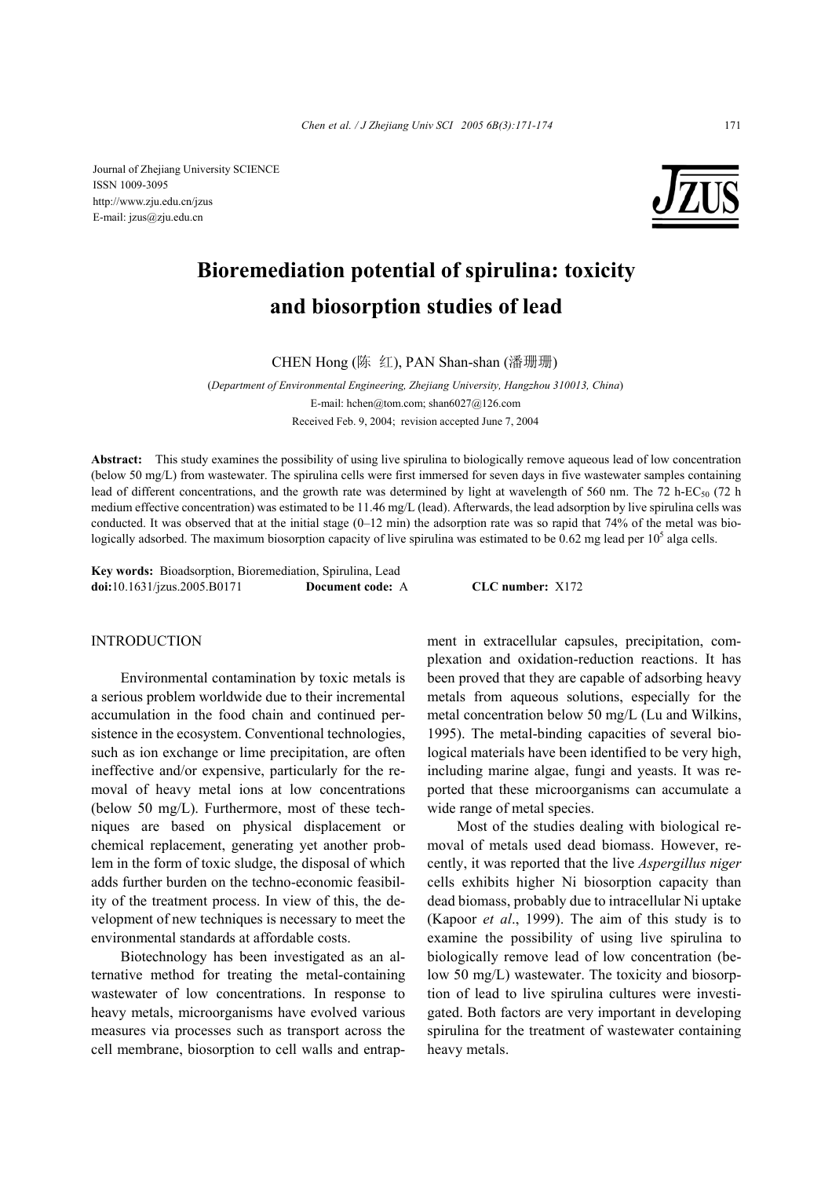Journal of Zhejiang University SCIENCE
ISSN 1009-3095
http://www.zju.edu.cn/jzus
E-mail: jzus@zju.edu.cn

# Bioremediation potential of spirulina: toxicity and biosorption studies of lead

CHEN Hong (陈 红), PAN Shan-shan (潘珊珊)

(*Department of Environmental Engineering, Zhejiang University, Hangzhou 310013, China*)
E-mail: hchen@tom.com; shan6027@126.com
Received Feb. 9, 2004; revision accepted June 7, 2004

**Abstract:** This study examines the possibility of using live spirulina to biologically remove aqueous lead of low concentration (below 50 mg/L) from wastewater. The spirulina cells were first immersed for seven days in five wastewater samples containing lead of different concentrations, and the growth rate was determined by light at wavelength of 560 nm. The 72 h-$EC_{50}$ (72 h medium effective concentration) was estimated to be 11.46 mg/L (lead). Afterwards, the lead adsorption by live spirulina cells was conducted. It was observed that at the initial stage (0–12 min) the adsorption rate was so rapid that 74% of the metal was biologically adsorbed. The maximum biosorption capacity of live spirulina was estimated to be 0.62 mg lead per $10^5$ alga cells.

**Key words:** Bioadsorption, Bioremediation, Spirulina, Lead
**doi:**10.1631/jzus.2005.B0171 **Document code:** A **CLC number:** X172

## INTRODUCTION

Environmental contamination by toxic metals is a serious problem worldwide due to their incremental accumulation in the food chain and continued persistence in the ecosystem. Conventional technologies, such as ion exchange or lime precipitation, are often ineffective and/or expensive, particularly for the removal of heavy metal ions at low concentrations (below 50 mg/L). Furthermore, most of these techniques are based on physical displacement or chemical replacement, generating yet another problem in the form of toxic sludge, the disposal of which adds further burden on the techno-economic feasibility of the treatment process. In view of this, the development of new techniques is necessary to meet the environmental standards at affordable costs.

Biotechnology has been investigated as an alternative method for treating the metal-containing wastewater of low concentrations. In response to heavy metals, microorganisms have evolved various measures via processes such as transport across the cell membrane, biosorption to cell walls and entrapment in extracellular capsules, precipitation, complexation and oxidation-reduction reactions. It has been proved that they are capable of adsorbing heavy metals from aqueous solutions, especially for the metal concentration below 50 mg/L (Lu and Wilkins, 1995). The metal-binding capacities of several biological materials have been identified to be very high, including marine algae, fungi and yeasts. It was reported that these microorganisms can accumulate a wide range of metal species.

Most of the studies dealing with biological removal of metals used dead biomass. However, recently, it was reported that the live *Aspergillus niger* cells exhibits higher Ni biosorption capacity than dead biomass, probably due to intracellular Ni uptake (Kapoor *et al*., 1999). The aim of this study is to examine the possibility of using live spirulina to biologically remove lead of low concentration (below 50 mg/L) wastewater. The toxicity and biosorption of lead to live spirulina cultures were investigated. Both factors are very important in developing spirulina for the treatment of wastewater containing heavy metals.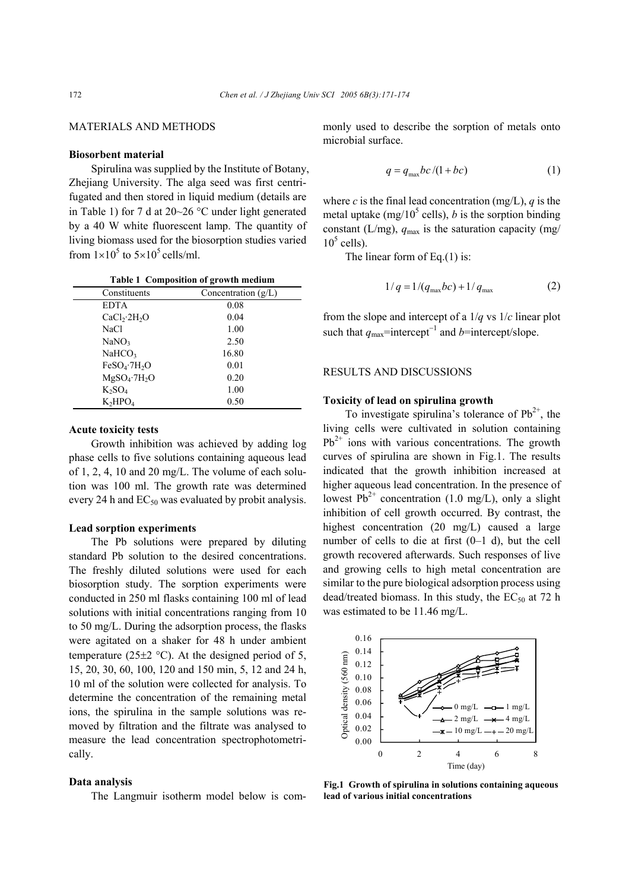## MATERIALS AND METHODS

### Biosorbent material

Spirulina was supplied by the Institute of Botany, Zhejiang University. The alga seed was first centrifugated and then stored in liquid medium (details are in Table 1) for 7 d at 20~26 °C under light generated by a 40 W white fluorescent lamp. The quantity of living biomass used for the biosorption studies varied from $1\times10^5$ to $5\times10^5$ cells/ml.

**Table 1 Composition of growth medium**

| Constituents | Concentration (g/L) |
|---|---|
| EDTA | 0.08 |
| $CaCl_2 \cdot 2H_2O$ | 0.04 |
| NaCl | 1.00 |
| $NaNO_3$ | 2.50 |
| $NaHCO_3$ | 16.80 |
| $FeSO_4 \cdot 7H_2O$ | 0.01 |
| $MgSO_4 \cdot 7H_2O$ | 0.20 |
| $K_2SO_4$ | 1.00 |
| $K_2HPO_4$ | 0.50 |

### Acute toxicity tests

Growth inhibition was achieved by adding log phase cells to five solutions containing aqueous lead of 1, 2, 4, 10 and 20 mg/L. The volume of each solution was 100 ml. The growth rate was determined every 24 h and $EC_{50}$ was evaluated by probit analysis.

### Lead sorption experiments

The Pb solutions were prepared by diluting standard Pb solution to the desired concentrations. The freshly diluted solutions were used for each biosorption study. The sorption experiments were conducted in 250 ml flasks containing 100 ml of lead solutions with initial concentrations ranging from 10 to 50 mg/L. During the adsorption process, the flasks were agitated on a shaker for 48 h under ambient temperature (25±2 °C). At the designed period of 5, 15, 20, 30, 60, 100, 120 and 150 min, 5, 12 and 24 h, 10 ml of the solution were collected for analysis. To determine the concentration of the remaining metal ions, the spirulina in the sample solutions was removed by filtration and the filtrate was analysed to measure the lead concentration spectrophotometrically.

### Data analysis

The Langmuir isotherm model below is commonly used to describe the sorption of metals onto microbial surface.

$$q = q_{\max} bc/(1+bc) \tag{1}$$

where $c$ is the final lead concentration (mg/L), $q$ is the metal uptake (mg/$10^5$ cells), $b$ is the sorption binding constant (L/mg), $q_{\max}$ is the saturation capacity (mg/$10^5$ cells).

The linear form of Eq.(1) is:

$$1/q = 1/(q_{\max} bc) + 1/q_{\max} \tag{2}$$

from the slope and intercept of a $1/q$ vs $1/c$ linear plot such that $q_{\max}$=intercept$^{-1}$ and $b$=intercept/slope.

## RESULTS AND DISCUSSIONS

### Toxicity of lead on spirulina growth

To investigate spirulina's tolerance of $Pb^{2+}$, the living cells were cultivated in solution containing $Pb^{2+}$ ions with various concentrations. The growth curves of spirulina are shown in Fig.1. The results indicated that the growth inhibition increased at higher aqueous lead concentration. In the presence of lowest $Pb^{2+}$ concentration (1.0 mg/L), only a slight inhibition of cell growth occurred. By contrast, the highest concentration (20 mg/L) caused a large number of cells to die at first (0–1 d), but the cell growth recovered afterwards. Such responses of live and growing cells to high metal concentration are similar to the pure biological adsorption process using dead/treated biomass. In this study, the $EC_{50}$ at 72 h was estimated to be 11.46 mg/L.

**Fig.1 Growth of spirulina in solutions containing aqueous lead of various initial concentrations**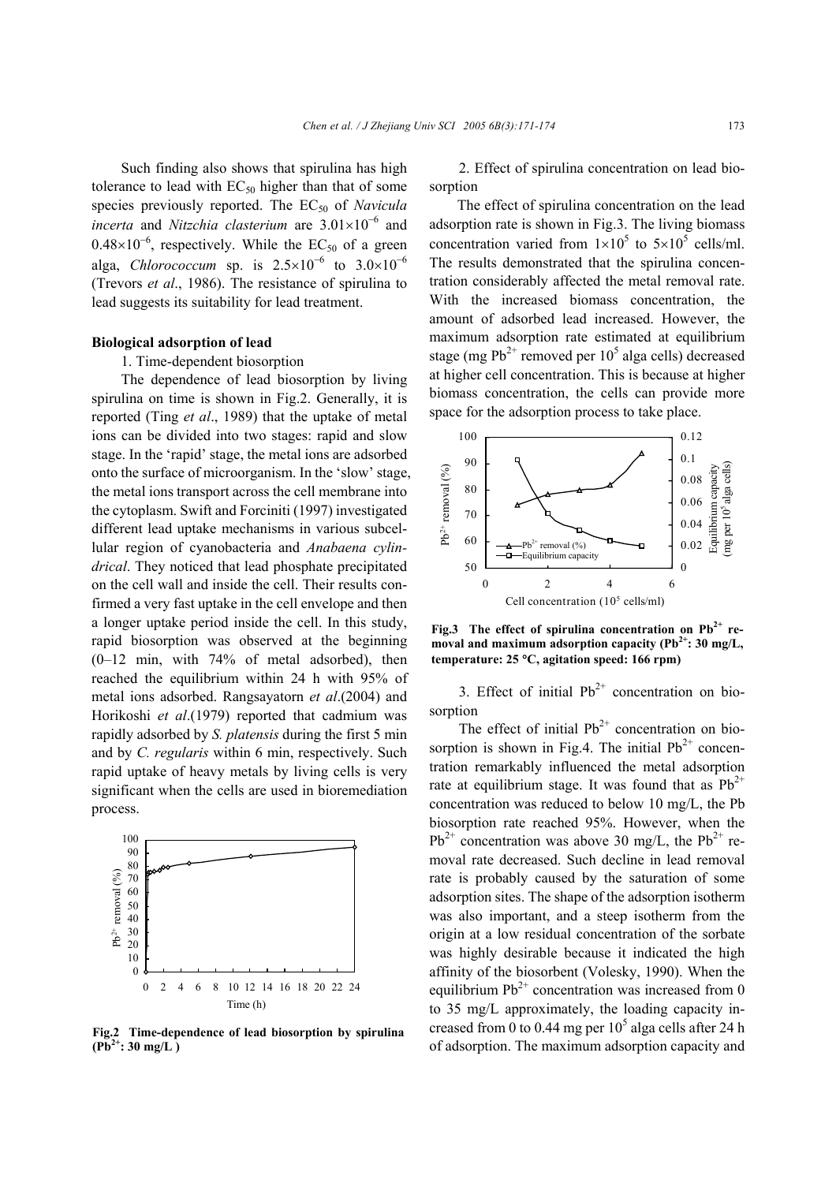Such finding also shows that spirulina has high tolerance to lead with $EC_{50}$ higher than that of some species previously reported. The $EC_{50}$ of *Navicula incerta* and *Nitzchia clasterium* are $3.01\times10^{-6}$ and $0.48\times10^{-6}$, respectively. While the $EC_{50}$ of a green alga, *Chlorococcum* sp. is $2.5\times10^{-6}$ to $3.0\times10^{-6}$ (Trevors *et al*., 1986). The resistance of spirulina to lead suggests its suitability for lead treatment.

**Biological adsorption of lead**

1. Time-dependent biosorption

The dependence of lead biosorption by living spirulina on time is shown in Fig.2. Generally, it is reported (Ting *et al*., 1989) that the uptake of metal ions can be divided into two stages: rapid and slow stage. In the 'rapid' stage, the metal ions are adsorbed onto the surface of microorganism. In the 'slow' stage, the metal ions transport across the cell membrane into the cytoplasm. Swift and Forciniti (1997) investigated different lead uptake mechanisms in various subcellular region of cyanobacteria and *Anabaena cylindrical*. They noticed that lead phosphate precipitated on the cell wall and inside the cell. Their results confirmed a very fast uptake in the cell envelope and then a longer uptake period inside the cell. In this study, rapid biosorption was observed at the beginning (0–12 min, with 74% of metal adsorbed), then reached the equilibrium within 24 h with 95% of metal ions adsorbed. Rangsayatorn *et al*.(2004) and Horikoshi *et al*.(1979) reported that cadmium was rapidly adsorbed by *S. platensis* during the first 5 min and by *C. regularis* within 6 min, respectively. Such rapid uptake of heavy metals by living cells is very significant when the cells are used in bioremediation process.

**Fig.2 Time-dependence of lead biosorption by spirulina ($Pb^{2+}$: 30 mg/L )**

2. Effect of spirulina concentration on lead biosorption

The effect of spirulina concentration on the lead adsorption rate is shown in Fig.3. The living biomass concentration varied from $1\times10^5$ to $5\times10^5$ cells/ml. The results demonstrated that the spirulina concentration considerably affected the metal removal rate. With the increased biomass concentration, the amount of adsorbed lead increased. However, the maximum adsorption rate estimated at equilibrium stage (mg $Pb^{2+}$ removed per $10^5$ alga cells) decreased at higher cell concentration. This is because at higher biomass concentration, the cells can provide more space for the adsorption process to take place.

**Fig.3 The effect of spirulina concentration on $Pb^{2+}$ removal and maximum adsorption capacity ($Pb^{2+}$: 30 mg/L, temperature: 25 °C, agitation speed: 166 rpm)**

3. Effect of initial $Pb^{2+}$ concentration on biosorption

The effect of initial $Pb^{2+}$ concentration on biosorption is shown in Fig.4. The initial $Pb^{2+}$ concentration remarkably influenced the metal adsorption rate at equilibrium stage. It was found that as $Pb^{2+}$ concentration was reduced to below 10 mg/L, the Pb biosorption rate reached 95%. However, when the $Pb^{2+}$ concentration was above 30 mg/L, the $Pb^{2+}$ removal rate decreased. Such decline in lead removal rate is probably caused by the saturation of some adsorption sites. The shape of the adsorption isotherm was also important, and a steep isotherm from the origin at a low residual concentration of the sorbate was highly desirable because it indicated the high affinity of the biosorbent (Volesky, 1990). When the equilibrium $Pb^{2+}$ concentration was increased from 0 to 35 mg/L approximately, the loading capacity increased from 0 to 0.44 mg per $10^5$ alga cells after 24 h of adsorption. The maximum adsorption capacity and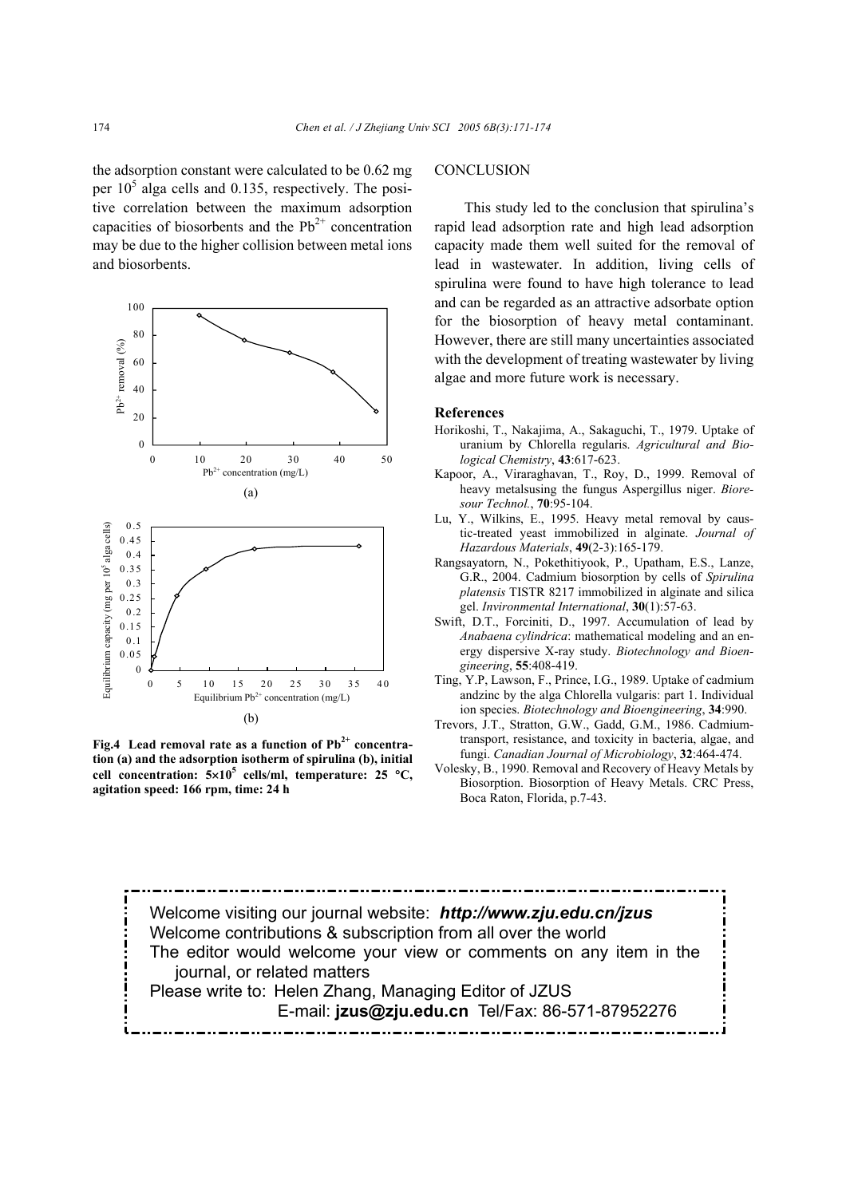the adsorption constant were calculated to be 0.62 mg per $10^5$ alga cells and 0.135, respectively. The positive correlation between the maximum adsorption capacities of biosorbents and the $Pb^{2+}$ concentration may be due to the higher collision between metal ions and biosorbents.

100
80
60
40
20
0
$Pb^{2+}$ removal (%)
0 10 20 30 40 50
$Pb^{2+}$ concentration (mg/L)
(a)

0.5
0.45
0.4
0.35
0.3
0.25
0.2
0.15
0.1
0.05
0
Equilibrium capacity (mg per $10^5$ alga cells)
0 5 10 15 20 25 30 35 40
Equilibrium $Pb^{2+}$ concentration (mg/L)
(b)

**Fig.4 Lead removal rate as a function of $Pb^{2+}$ concentration (a) and the adsorption isotherm of spirulina (b), initial cell concentration: $5\times10^5$ cells/ml, temperature: 25 °C, agitation speed: 166 rpm, time: 24 h**

## CONCLUSION

This study led to the conclusion that spirulina's rapid lead adsorption rate and high lead adsorption capacity made them well suited for the removal of lead in wastewater. In addition, living cells of spirulina were found to have high tolerance to lead and can be regarded as an attractive adsorbate option for the biosorption of heavy metal contaminant. However, there are still many uncertainties associated with the development of treating wastewater by living algae and more future work is necessary.

## References

Horikoshi, T., Nakajima, A., Sakaguchi, T., 1979. Uptake of uranium by Chlorella regularis. *Agricultural and Biological Chemistry*, **43**:617-623.

Kapoor, A., Viraraghavan, T., Roy, D., 1999. Removal of heavy metalsusing the fungus Aspergillus niger. *Bioresour Technol.*, **70**:95-104.

Lu, Y., Wilkins, E., 1995. Heavy metal removal by caustic-treated yeast immobilized in alginate. *Journal of Hazardous Materials*, **49**(2-3):165-179.

Rangsayatorn, N., Pokethitiyook, P., Upatham, E.S., Lanze, G.R., 2004. Cadmium biosorption by cells of *Spirulina platensis* TISTR 8217 immobilized in alginate and silica gel. *Invironmental International*, **30**(1):57-63.

Swift, D.T., Forciniti, D., 1997. Accumulation of lead by *Anabaena cylindrica*: mathematical modeling and an energy dispersive X-ray study. *Biotechnology and Bioengineering*, **55**:408-419.

Ting, Y.P, Lawson, F., Prince, I.G., 1989. Uptake of cadmium andzinc by the alga Chlorella vulgaris: part 1. Individual ion species. *Biotechnology and Bioengineering*, **34**:990.

Trevors, J.T., Stratton, G.W., Gadd, G.M., 1986. Cadmium-transport, resistance, and toxicity in bacteria, algae, and fungi. *Canadian Journal of Microbiology*, **32**:464-474.

Volesky, B., 1990. Removal and Recovery of Heavy Metals by Biosorption. Biosorption of Heavy Metals. CRC Press, Boca Raton, Florida, p.7-43.

Welcome visiting our journal website: ***http://www.zju.edu.cn/jzus***
Welcome contributions & subscription from all over the world
The editor would welcome your view or comments on any item in the journal, or related matters
Please write to: Helen Zhang, Managing Editor of JZUS
E-mail: **jzus@zju.edu.cn** Tel/Fax: 86-571-87952276